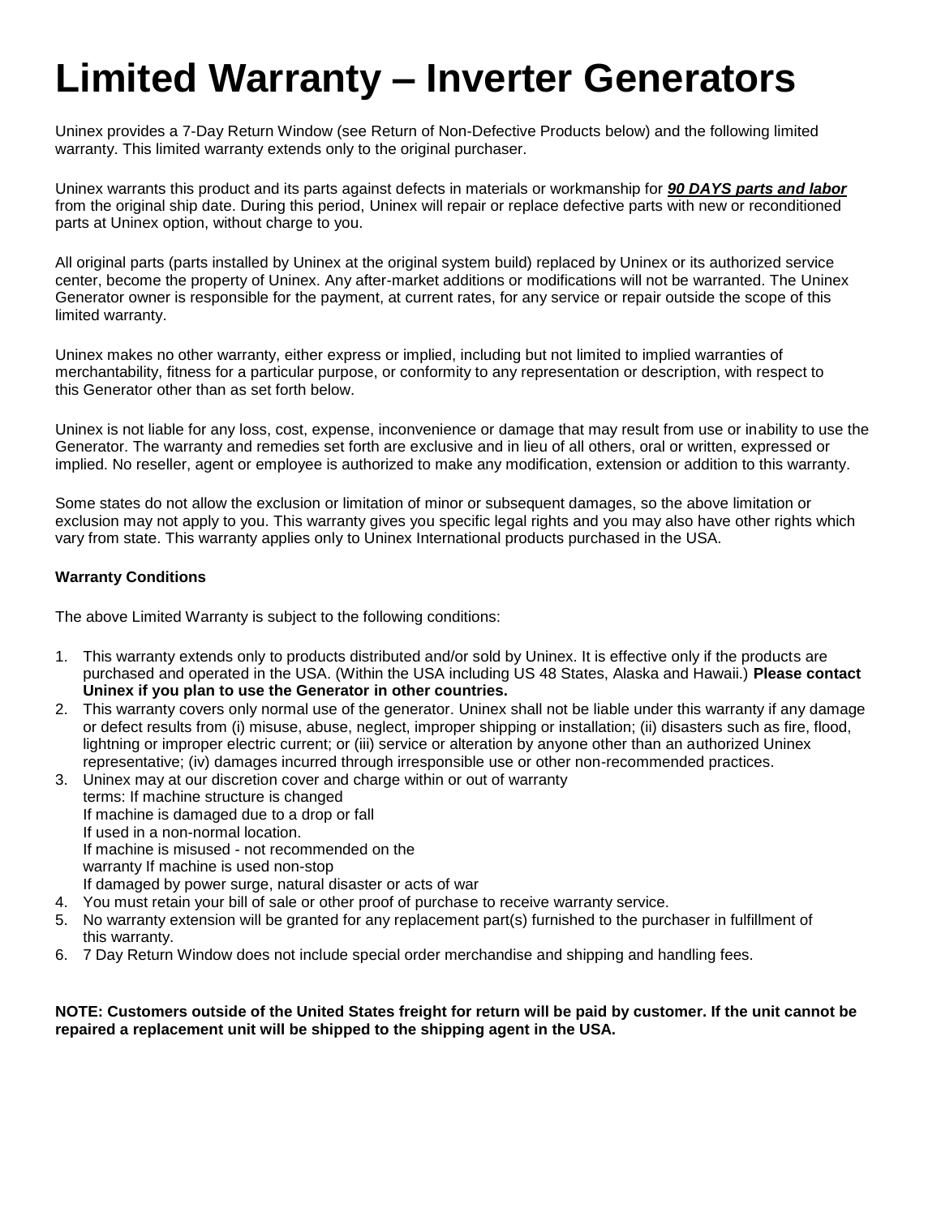# Limited Warranty – Inverter Generators

Uninex provides a 7-Day Return Window (see Return of Non-Defective Products below) and the following limited warranty. This limited warranty extends only to the original purchaser.

Uninex warrants this product and its parts against defects in materials or workmanship for ***90 DAYS parts and labor*** from the original ship date. During this period, Uninex will repair or replace defective parts with new or reconditioned parts at Uninex option, without charge to you.

All original parts (parts installed by Uninex at the original system build) replaced by Uninex or its authorized service center, become the property of Uninex. Any after-market additions or modifications will not be warranted. The Uninex Generator owner is responsible for the payment, at current rates, for any service or repair outside the scope of this limited warranty.

Uninex makes no other warranty, either express or implied, including but not limited to implied warranties of merchantability, fitness for a particular purpose, or conformity to any representation or description, with respect to this Generator other than as set forth below.

Uninex is not liable for any loss, cost, expense, inconvenience or damage that may result from use or inability to use the Generator. The warranty and remedies set forth are exclusive and in lieu of all others, oral or written, expressed or implied. No reseller, agent or employee is authorized to make any modification, extension or addition to this warranty.

Some states do not allow the exclusion or limitation of minor or subsequent damages, so the above limitation or exclusion may not apply to you. This warranty gives you specific legal rights and you may also have other rights which vary from state. This warranty applies only to Uninex International products purchased in the USA.

**Warranty Conditions**

The above Limited Warranty is subject to the following conditions:

1. This warranty extends only to products distributed and/or sold by Uninex. It is effective only if the products are purchased and operated in the USA. (Within the USA including US 48 States, Alaska and Hawaii.) **Please contact Uninex if you plan to use the Generator in other countries.**
2. This warranty covers only normal use of the generator. Uninex shall not be liable under this warranty if any damage or defect results from (i) misuse, abuse, neglect, improper shipping or installation; (ii) disasters such as fire, flood, lightning or improper electric current; or (iii) service or alteration by anyone other than an authorized Uninex representative; (iv) damages incurred through irresponsible use or other non-recommended practices.
3. Uninex may at our discretion cover and charge within or out of warranty terms: If machine structure is changed
   If machine is damaged due to a drop or fall
   If used in a non-normal location.
   If machine is misused - not recommended on the warranty If machine is used non-stop
   If damaged by power surge, natural disaster or acts of war
4. You must retain your bill of sale or other proof of purchase to receive warranty service.
5. No warranty extension will be granted for any replacement part(s) furnished to the purchaser in fulfillment of this warranty.
6. 7 Day Return Window does not include special order merchandise and shipping and handling fees.

**NOTE: Customers outside of the United States freight for return will be paid by customer. If the unit cannot be repaired a replacement unit will be shipped to the shipping agent in the USA.**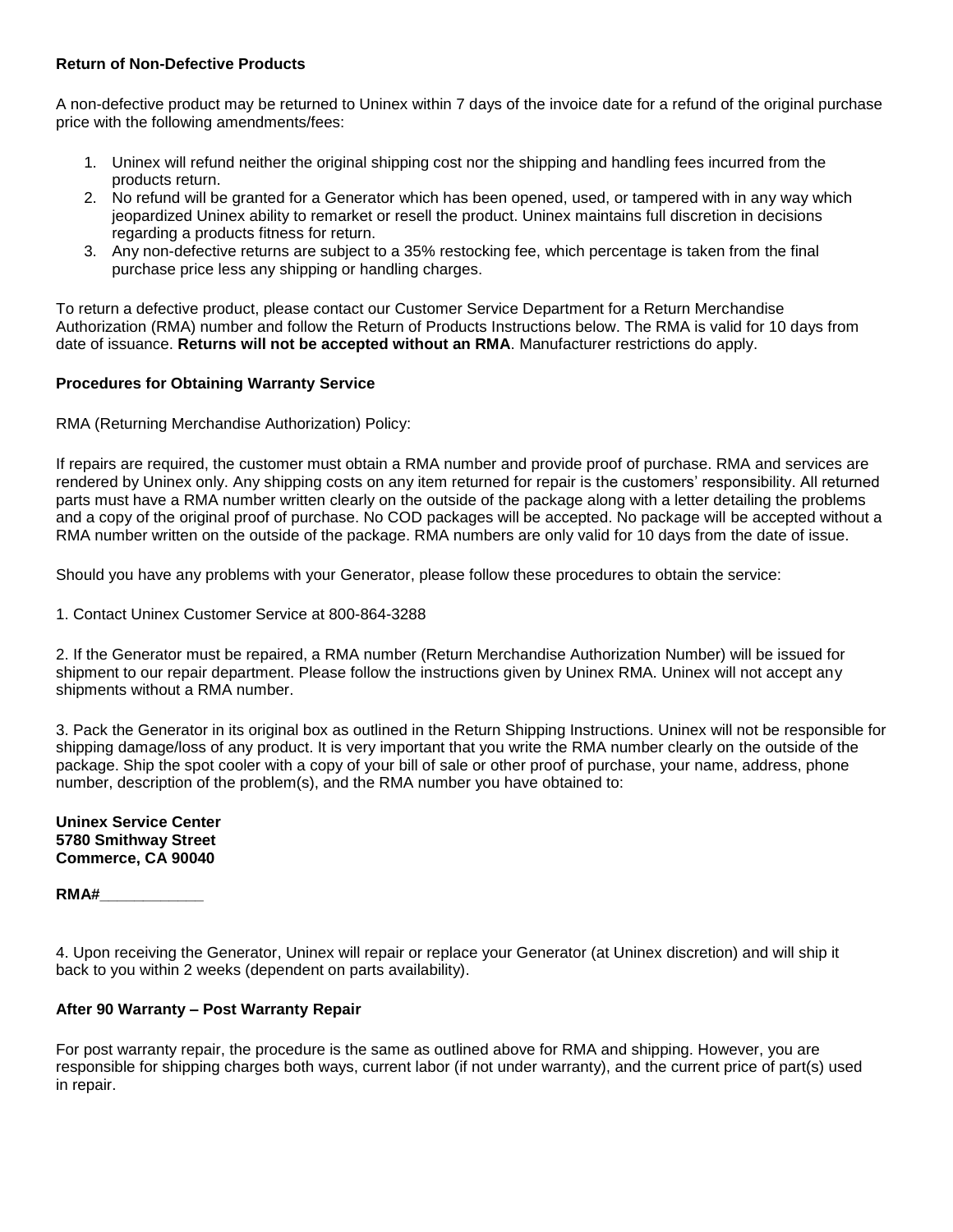**Return of Non-Defective Products**

A non-defective product may be returned to Uninex within 7 days of the invoice date for a refund of the original purchase price with the following amendments/fees:

1. Uninex will refund neither the original shipping cost nor the shipping and handling fees incurred from the products return.
2. No refund will be granted for a Generator which has been opened, used, or tampered with in any way which jeopardized Uninex ability to remarket or resell the product. Uninex maintains full discretion in decisions regarding a products fitness for return.
3. Any non-defective returns are subject to a 35% restocking fee, which percentage is taken from the final purchase price less any shipping or handling charges.

To return a defective product, please contact our Customer Service Department for a Return Merchandise Authorization (RMA) number and follow the Return of Products Instructions below. The RMA is valid for 10 days from date of issuance. **Returns will not be accepted without an RMA**. Manufacturer restrictions do apply.

**Procedures for Obtaining Warranty Service**

RMA (Returning Merchandise Authorization) Policy:

If repairs are required, the customer must obtain a RMA number and provide proof of purchase. RMA and services are rendered by Uninex only. Any shipping costs on any item returned for repair is the customers' responsibility. All returned parts must have a RMA number written clearly on the outside of the package along with a letter detailing the problems and a copy of the original proof of purchase. No COD packages will be accepted. No package will be accepted without a RMA number written on the outside of the package. RMA numbers are only valid for 10 days from the date of issue.

Should you have any problems with your Generator, please follow these procedures to obtain the service:

1. Contact Uninex Customer Service at 800-864-3288

2. If the Generator must be repaired, a RMA number (Return Merchandise Authorization Number) will be issued for shipment to our repair department. Please follow the instructions given by Uninex RMA. Uninex will not accept any shipments without a RMA number.

3. Pack the Generator in its original box as outlined in the Return Shipping Instructions. Uninex will not be responsible for shipping damage/loss of any product. It is very important that you write the RMA number clearly on the outside of the package. Ship the spot cooler with a copy of your bill of sale or other proof of purchase, your name, address, phone number, description of the problem(s), and the RMA number you have obtained to:

**Uninex Service Center**
**5780 Smithway Street**
**Commerce, CA 90040**

**RMA#\_\_\_\_\_\_\_\_\_\_\_\_**

4. Upon receiving the Generator, Uninex will repair or replace your Generator (at Uninex discretion) and will ship it back to you within 2 weeks (dependent on parts availability).

**After 90 Warranty – Post Warranty Repair**

For post warranty repair, the procedure is the same as outlined above for RMA and shipping. However, you are responsible for shipping charges both ways, current labor (if not under warranty), and the current price of part(s) used in repair.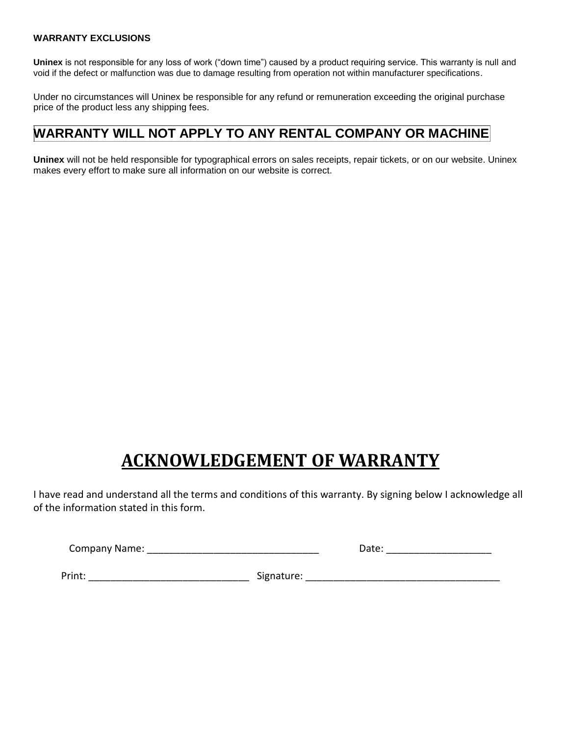**WARRANTY EXCLUSIONS**

**Uninex** is not responsible for any loss of work ("down time") caused by a product requiring service. This warranty is null and void if the defect or malfunction was due to damage resulting from operation not within manufacturer specifications.

Under no circumstances will Uninex be responsible for any refund or remuneration exceeding the original purchase price of the product less any shipping fees.

## WARRANTY WILL NOT APPLY TO ANY RENTAL COMPANY OR MACHINE

**Uninex** will not be held responsible for typographical errors on sales receipts, repair tickets, or on our website. Uninex makes every effort to make sure all information on our website is correct.

# ACKNOWLEDGEMENT OF WARRANTY

I have read and understand all the terms and conditions of this warranty. By signing below I acknowledge all of the information stated in this form.

Company Name: _______________________________ Date: ___________________

Print: _____________________________ Signature: ___________________________________